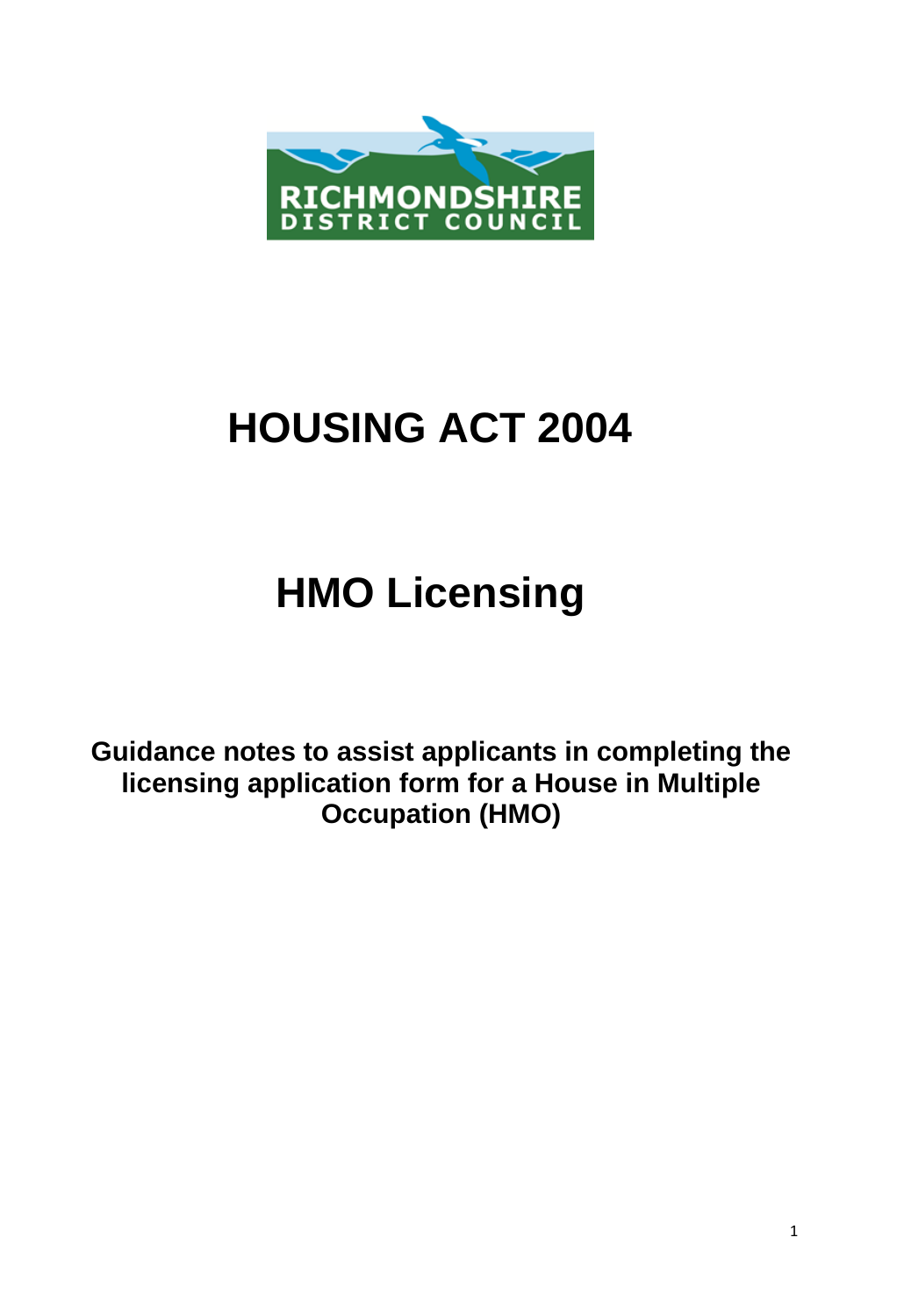RICHMONDSHIRE DISTRICT COUNCIL

# HOUSING ACT 2004

# HMO Licensing

**Guidance notes to assist applicants in completing the licensing application form for a House in Multiple Occupation (HMO)**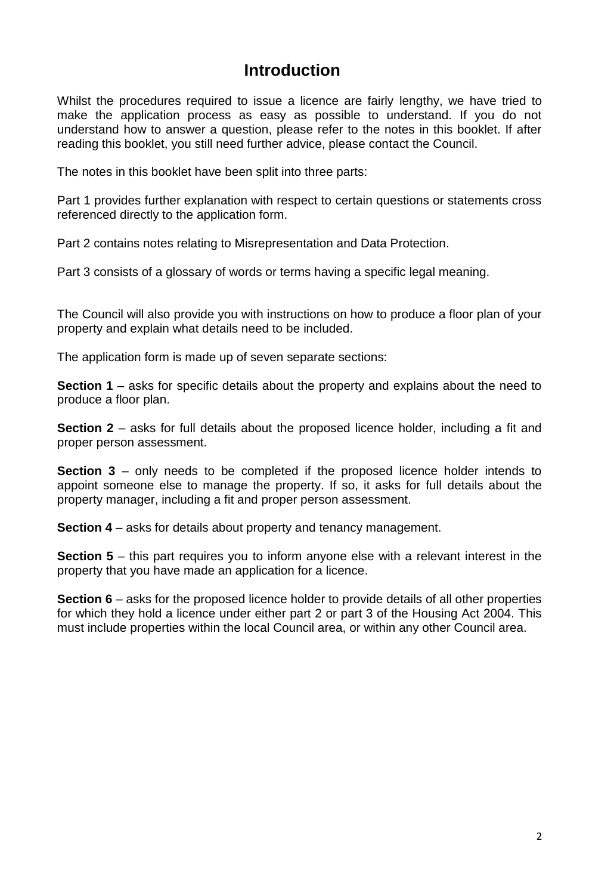# Introduction

Whilst the procedures required to issue a licence are fairly lengthy, we have tried to make the application process as easy as possible to understand. If you do not understand how to answer a question, please refer to the notes in this booklet. If after reading this booklet, you still need further advice, please contact the Council.

The notes in this booklet have been split into three parts:

Part 1 provides further explanation with respect to certain questions or statements cross referenced directly to the application form.

Part 2 contains notes relating to Misrepresentation and Data Protection.

Part 3 consists of a glossary of words or terms having a specific legal meaning.

The Council will also provide you with instructions on how to produce a floor plan of your property and explain what details need to be included.

The application form is made up of seven separate sections:

**Section 1** – asks for specific details about the property and explains about the need to produce a floor plan.

**Section 2** – asks for full details about the proposed licence holder, including a fit and proper person assessment.

**Section 3** – only needs to be completed if the proposed licence holder intends to appoint someone else to manage the property. If so, it asks for full details about the property manager, including a fit and proper person assessment.

**Section 4** – asks for details about property and tenancy management.

**Section 5** – this part requires you to inform anyone else with a relevant interest in the property that you have made an application for a licence.

**Section 6** – asks for the proposed licence holder to provide details of all other properties for which they hold a licence under either part 2 or part 3 of the Housing Act 2004. This must include properties within the local Council area, or within any other Council area.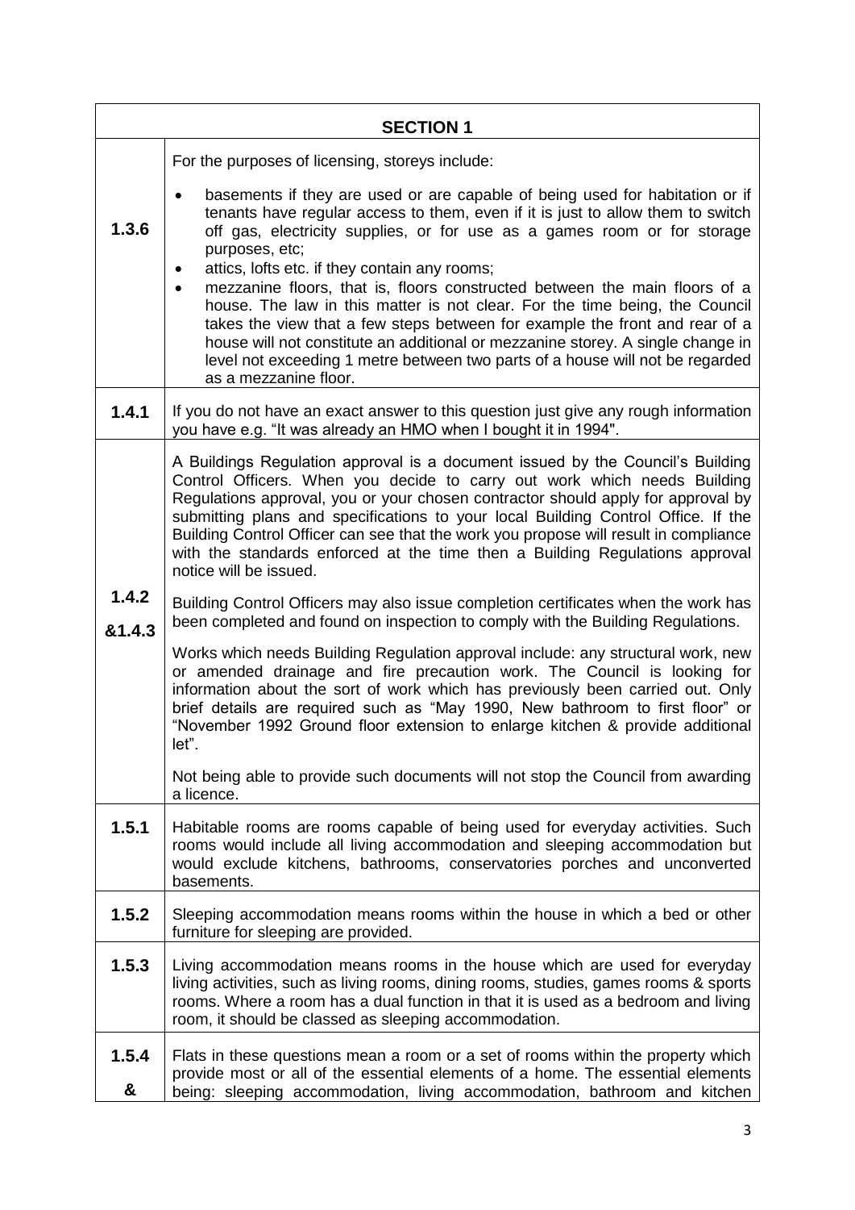| **SECTION 1** | |
|---|---|
| **1.3.6** | For the purposes of licensing, storeys include:<br>• basements if they are used or are capable of being used for habitation or if tenants have regular access to them, even if it is just to allow them to switch off gas, electricity supplies, or for use as a games room or for storage purposes, etc;<br>• attics, lofts etc. if they contain any rooms;<br>• mezzanine floors, that is, floors constructed between the main floors of a house. The law in this matter is not clear. For the time being, the Council takes the view that a few steps between for example the front and rear of a house will not constitute an additional or mezzanine storey. A single change in level not exceeding 1 metre between two parts of a house will not be regarded as a mezzanine floor. |
| **1.4.1** | If you do not have an exact answer to this question just give any rough information you have e.g. "It was already an HMO when I bought it in 1994". |
| **1.4.2 &1.4.3** | A Buildings Regulation approval is a document issued by the Council's Building Control Officers. When you decide to carry out work which needs Building Regulations approval, you or your chosen contractor should apply for approval by submitting plans and specifications to your local Building Control Office. If the Building Control Officer can see that the work you propose will result in compliance with the standards enforced at the time then a Building Regulations approval notice will be issued.<br><br>Building Control Officers may also issue completion certificates when the work has been completed and found on inspection to comply with the Building Regulations.<br><br>Works which needs Building Regulation approval include: any structural work, new or amended drainage and fire precaution work. The Council is looking for information about the sort of work which has previously been carried out. Only brief details are required such as "May 1990, New bathroom to first floor" or "November 1992 Ground floor extension to enlarge kitchen & provide additional let".<br><br>Not being able to provide such documents will not stop the Council from awarding a licence. |
| **1.5.1** | Habitable rooms are rooms capable of being used for everyday activities. Such rooms would include all living accommodation and sleeping accommodation but would exclude kitchens, bathrooms, conservatories porches and unconverted basements. |
| **1.5.2** | Sleeping accommodation means rooms within the house in which a bed or other furniture for sleeping are provided. |
| **1.5.3** | Living accommodation means rooms in the house which are used for everyday living activities, such as living rooms, dining rooms, studies, games rooms & sports rooms. Where a room has a dual function in that it is used as a bedroom and living room, it should be classed as sleeping accommodation. |
| **1.5.4 &** | Flats in these questions mean a room or a set of rooms within the property which provide most or all of the essential elements of a home. The essential elements being: sleeping accommodation, living accommodation, bathroom and kitchen |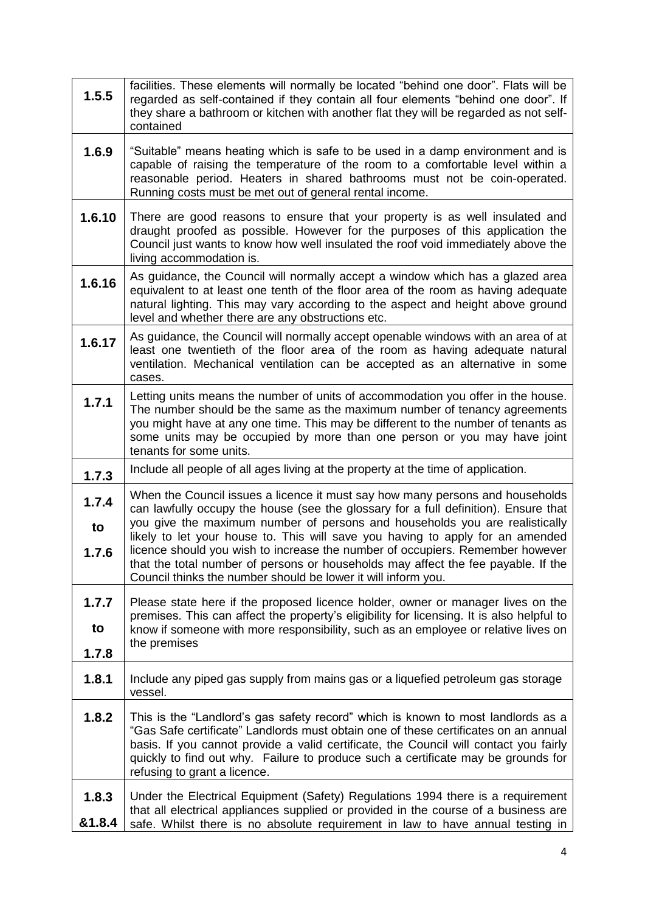| | |
|---|---|
| **1.5.5** | facilities. These elements will normally be located "behind one door". Flats will be regarded as self-contained if they contain all four elements "behind one door". If they share a bathroom or kitchen with another flat they will be regarded as not self-contained |
| **1.6.9** | "Suitable" means heating which is safe to be used in a damp environment and is capable of raising the temperature of the room to a comfortable level within a reasonable period. Heaters in shared bathrooms must not be coin-operated. Running costs must be met out of general rental income. |
| **1.6.10** | There are good reasons to ensure that your property is as well insulated and draught proofed as possible. However for the purposes of this application the Council just wants to know how well insulated the roof void immediately above the living accommodation is. |
| **1.6.16** | As guidance, the Council will normally accept a window which has a glazed area equivalent to at least one tenth of the floor area of the room as having adequate natural lighting. This may vary according to the aspect and height above ground level and whether there are any obstructions etc. |
| **1.6.17** | As guidance, the Council will normally accept openable windows with an area of at least one twentieth of the floor area of the room as having adequate natural ventilation. Mechanical ventilation can be accepted as an alternative in some cases. |
| **1.7.1** | Letting units means the number of units of accommodation you offer in the house. The number should be the same as the maximum number of tenancy agreements you might have at any one time. This may be different to the number of tenants as some units may be occupied by more than one person or you may have joint tenants for some units. |
| **1.7.3** | Include all people of all ages living at the property at the time of application. |
| **1.7.4 to 1.7.6** | When the Council issues a licence it must say how many persons and households can lawfully occupy the house (see the glossary for a full definition). Ensure that you give the maximum number of persons and households you are realistically likely to let your house to. This will save you having to apply for an amended licence should you wish to increase the number of occupiers. Remember however that the total number of persons or households may affect the fee payable. If the Council thinks the number should be lower it will inform you. |
| **1.7.7 to 1.7.8** | Please state here if the proposed licence holder, owner or manager lives on the premises. This can affect the property's eligibility for licensing. It is also helpful to know if someone with more responsibility, such as an employee or relative lives on the premises |
| **1.8.1** | Include any piped gas supply from mains gas or a liquefied petroleum gas storage vessel. |
| **1.8.2** | This is the "Landlord's gas safety record" which is known to most landlords as a "Gas Safe certificate" Landlords must obtain one of these certificates on an annual basis. If you cannot provide a valid certificate, the Council will contact you fairly quickly to find out why. Failure to produce such a certificate may be grounds for refusing to grant a licence. |
| **1.8.3 &1.8.4** | Under the Electrical Equipment (Safety) Regulations 1994 there is a requirement that all electrical appliances supplied or provided in the course of a business are safe. Whilst there is no absolute requirement in law to have annual testing in |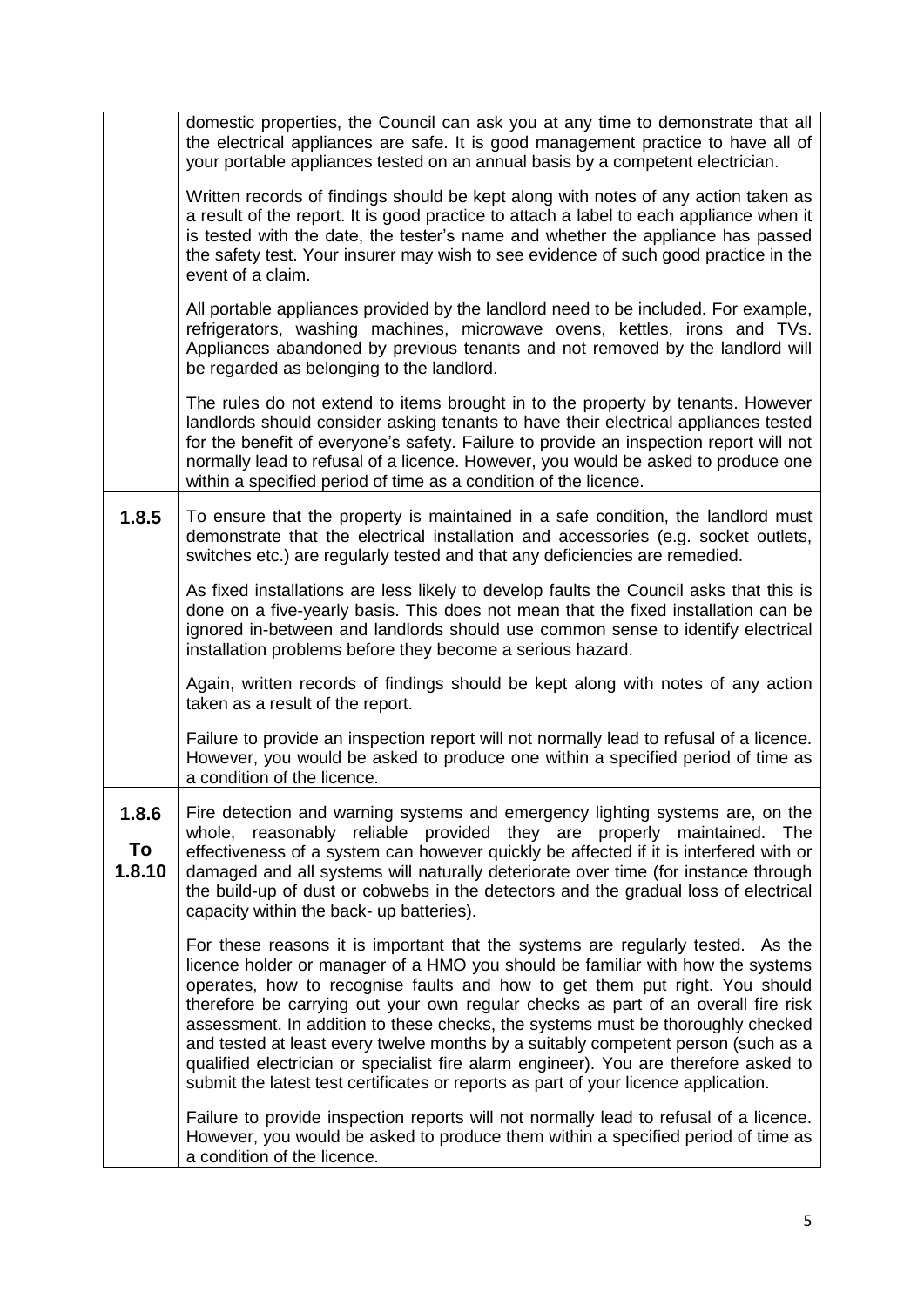| | |
|---|---|
| | domestic properties, the Council can ask you at any time to demonstrate that all the electrical appliances are safe. It is good management practice to have all of your portable appliances tested on an annual basis by a competent electrician.<br><br>Written records of findings should be kept along with notes of any action taken as a result of the report. It is good practice to attach a label to each appliance when it is tested with the date, the tester's name and whether the appliance has passed the safety test. Your insurer may wish to see evidence of such good practice in the event of a claim.<br><br>All portable appliances provided by the landlord need to be included. For example, refrigerators, washing machines, microwave ovens, kettles, irons and TVs. Appliances abandoned by previous tenants and not removed by the landlord will be regarded as belonging to the landlord.<br><br>The rules do not extend to items brought in to the property by tenants. However landlords should consider asking tenants to have their electrical appliances tested for the benefit of everyone's safety. Failure to provide an inspection report will not normally lead to refusal of a licence. However, you would be asked to produce one within a specified period of time as a condition of the licence. |
| **1.8.5** | To ensure that the property is maintained in a safe condition, the landlord must demonstrate that the electrical installation and accessories (e.g. socket outlets, switches etc.) are regularly tested and that any deficiencies are remedied.<br><br>As fixed installations are less likely to develop faults the Council asks that this is done on a five-yearly basis. This does not mean that the fixed installation can be ignored in-between and landlords should use common sense to identify electrical installation problems before they become a serious hazard.<br><br>Again, written records of findings should be kept along with notes of any action taken as a result of the report.<br><br>Failure to provide an inspection report will not normally lead to refusal of a licence. However, you would be asked to produce one within a specified period of time as a condition of the licence. |
| **1.8.6 To 1.8.10** | Fire detection and warning systems and emergency lighting systems are, on the whole, reasonably reliable provided they are properly maintained. The effectiveness of a system can however quickly be affected if it is interfered with or damaged and all systems will naturally deteriorate over time (for instance through the build-up of dust or cobwebs in the detectors and the gradual loss of electrical capacity within the back- up batteries).<br><br>For these reasons it is important that the systems are regularly tested. As the licence holder or manager of a HMO you should be familiar with how the systems operates, how to recognise faults and how to get them put right. You should therefore be carrying out your own regular checks as part of an overall fire risk assessment. In addition to these checks, the systems must be thoroughly checked and tested at least every twelve months by a suitably competent person (such as a qualified electrician or specialist fire alarm engineer). You are therefore asked to submit the latest test certificates or reports as part of your licence application.<br><br>Failure to provide inspection reports will not normally lead to refusal of a licence. However, you would be asked to produce them within a specified period of time as a condition of the licence. |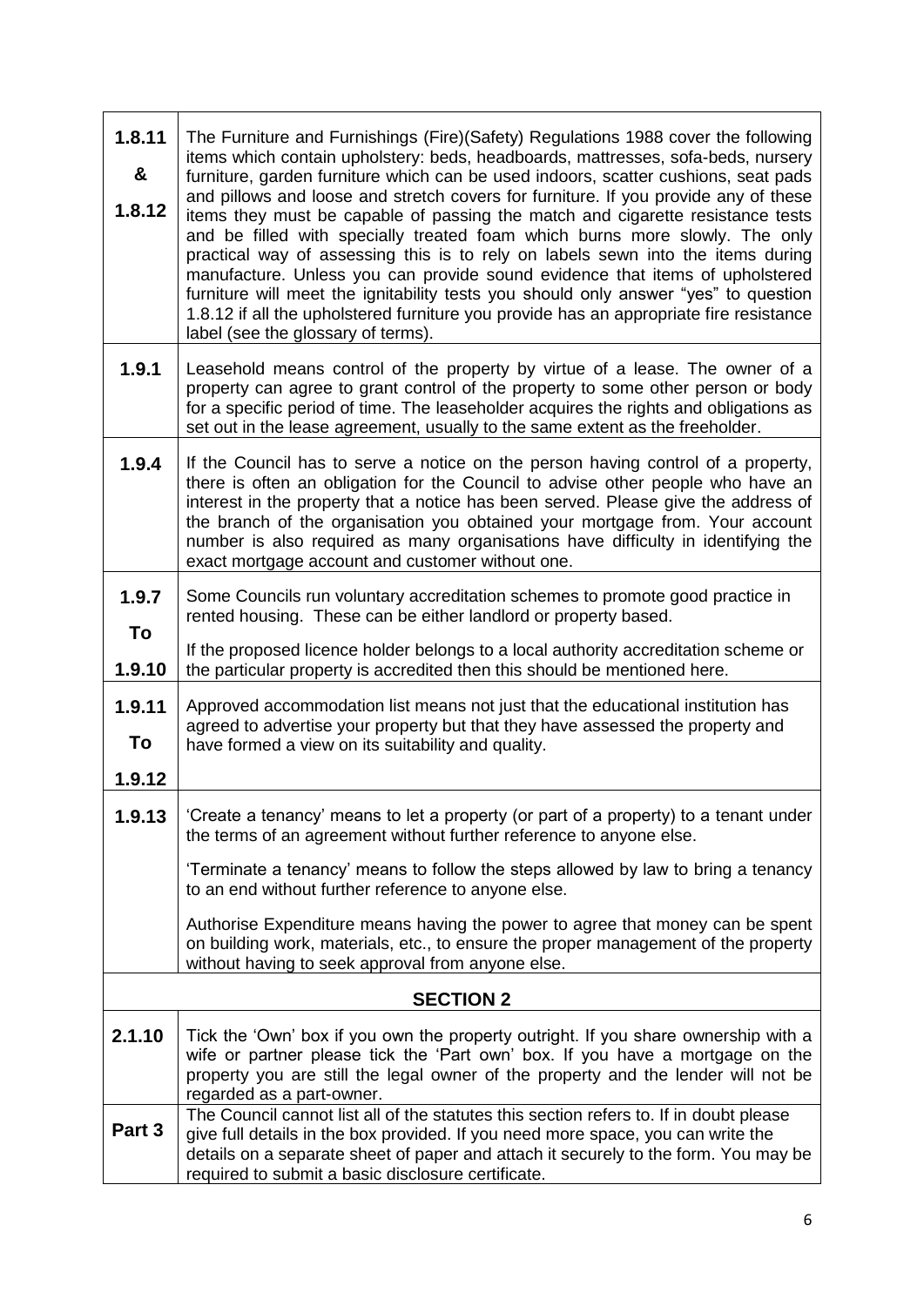| | |
|---|---|
| **1.8.11 & 1.8.12** | The Furniture and Furnishings (Fire)(Safety) Regulations 1988 cover the following items which contain upholstery: beds, headboards, mattresses, sofa-beds, nursery furniture, garden furniture which can be used indoors, scatter cushions, seat pads and pillows and loose and stretch covers for furniture. If you provide any of these items they must be capable of passing the match and cigarette resistance tests and be filled with specially treated foam which burns more slowly. The only practical way of assessing this is to rely on labels sewn into the items during manufacture. Unless you can provide sound evidence that items of upholstered furniture will meet the ignitability tests you should only answer "yes" to question 1.8.12 if all the upholstered furniture you provide has an appropriate fire resistance label (see the glossary of terms). |
| **1.9.1** | Leasehold means control of the property by virtue of a lease. The owner of a property can agree to grant control of the property to some other person or body for a specific period of time. The leaseholder acquires the rights and obligations as set out in the lease agreement, usually to the same extent as the freeholder. |
| **1.9.4** | If the Council has to serve a notice on the person having control of a property, there is often an obligation for the Council to advise other people who have an interest in the property that a notice has been served. Please give the address of the branch of the organisation you obtained your mortgage from. Your account number is also required as many organisations have difficulty in identifying the exact mortgage account and customer without one. |
| **1.9.7 To 1.9.10** | Some Councils run voluntary accreditation schemes to promote good practice in rented housing. These can be either landlord or property based.<br><br>If the proposed licence holder belongs to a local authority accreditation scheme or the particular property is accredited then this should be mentioned here. |
| **1.9.11 To 1.9.12** | Approved accommodation list means not just that the educational institution has agreed to advertise your property but that they have assessed the property and have formed a view on its suitability and quality. |
| **1.9.13** | 'Create a tenancy' means to let a property (or part of a property) to a tenant under the terms of an agreement without further reference to anyone else.<br><br>'Terminate a tenancy' means to follow the steps allowed by law to bring a tenancy to an end without further reference to anyone else.<br><br>Authorise Expenditure means having the power to agree that money can be spent on building work, materials, etc., to ensure the proper management of the property without having to seek approval from anyone else. |
| **SECTION 2** | |
| **2.1.10** | Tick the 'Own' box if you own the property outright. If you share ownership with a wife or partner please tick the 'Part own' box. If you have a mortgage on the property you are still the legal owner of the property and the lender will not be regarded as a part-owner. |
| **Part 3** | The Council cannot list all of the statutes this section refers to. If in doubt please give full details in the box provided. If you need more space, you can write the details on a separate sheet of paper and attach it securely to the form. You may be required to submit a basic disclosure certificate. |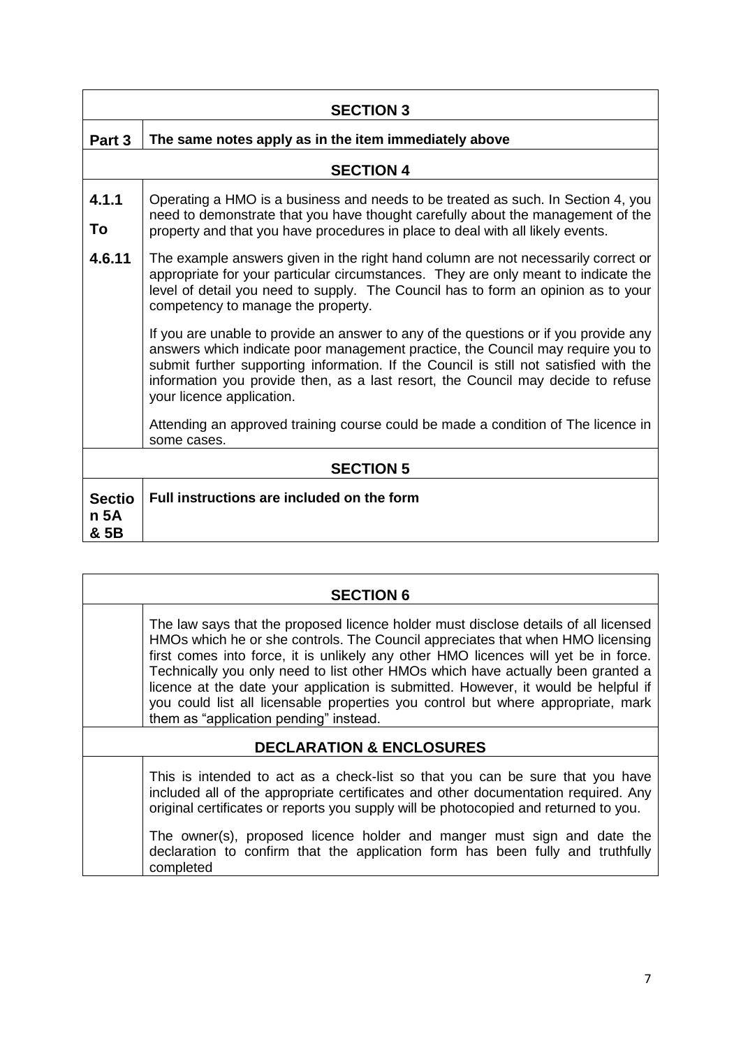| SECTION 3 | |
|---|---|
| **Part 3** | **The same notes apply as in the item immediately above** |
| **SECTION 4** | |
| **4.1.1 To 4.6.11** | Operating a HMO is a business and needs to be treated as such. In Section 4, you need to demonstrate that you have thought carefully about the management of the property and that you have procedures in place to deal with all likely events.<br><br>The example answers given in the right hand column are not necessarily correct or appropriate for your particular circumstances. They are only meant to indicate the level of detail you need to supply. The Council has to form an opinion as to your competency to manage the property.<br><br>If you are unable to provide an answer to any of the questions or if you provide any answers which indicate poor management practice, the Council may require you to submit further supporting information. If the Council is still not satisfied with the information you provide then, as a last resort, the Council may decide to refuse your licence application.<br><br>Attending an approved training course could be made a condition of The licence in some cases. |
| **SECTION 5** | |
| **Section 5A & 5B** | **Full instructions are included on the form** |

| SECTION 6 | |
|---|---|
| | The law says that the proposed licence holder must disclose details of all licensed HMOs which he or she controls. The Council appreciates that when HMO licensing first comes into force, it is unlikely any other HMO licences will yet be in force. Technically you only need to list other HMOs which have actually been granted a licence at the date your application is submitted. However, it would be helpful if you could list all licensable properties you control but where appropriate, mark them as "application pending" instead. |
| **DECLARATION & ENCLOSURES** | |
| | This is intended to act as a check-list so that you can be sure that you have included all of the appropriate certificates and other documentation required. Any original certificates or reports you supply will be photocopied and returned to you.<br><br>The owner(s), proposed licence holder and manger must sign and date the declaration to confirm that the application form has been fully and truthfully completed |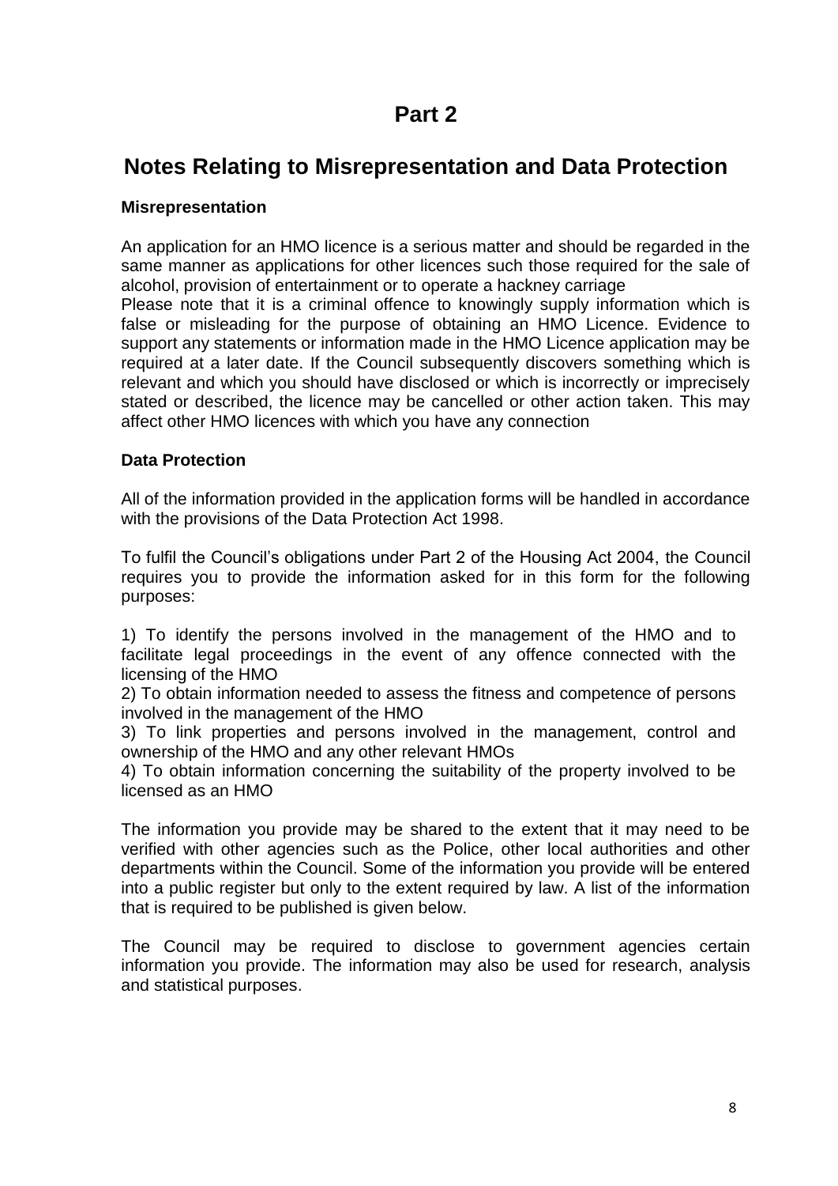# Part 2

## Notes Relating to Misrepresentation and Data Protection

**Misrepresentation**

An application for an HMO licence is a serious matter and should be regarded in the same manner as applications for other licences such those required for the sale of alcohol, provision of entertainment or to operate a hackney carriage

Please note that it is a criminal offence to knowingly supply information which is false or misleading for the purpose of obtaining an HMO Licence. Evidence to support any statements or information made in the HMO Licence application may be required at a later date. If the Council subsequently discovers something which is relevant and which you should have disclosed or which is incorrectly or imprecisely stated or described, the licence may be cancelled or other action taken. This may affect other HMO licences with which you have any connection

**Data Protection**

All of the information provided in the application forms will be handled in accordance with the provisions of the Data Protection Act 1998.

To fulfil the Council's obligations under Part 2 of the Housing Act 2004, the Council requires you to provide the information asked for in this form for the following purposes:

1) To identify the persons involved in the management of the HMO and to facilitate legal proceedings in the event of any offence connected with the licensing of the HMO
2) To obtain information needed to assess the fitness and competence of persons involved in the management of the HMO
3) To link properties and persons involved in the management, control and ownership of the HMO and any other relevant HMOs
4) To obtain information concerning the suitability of the property involved to be licensed as an HMO

The information you provide may be shared to the extent that it may need to be verified with other agencies such as the Police, other local authorities and other departments within the Council. Some of the information you provide will be entered into a public register but only to the extent required by law. A list of the information that is required to be published is given below.

The Council may be required to disclose to government agencies certain information you provide. The information may also be used for research, analysis and statistical purposes.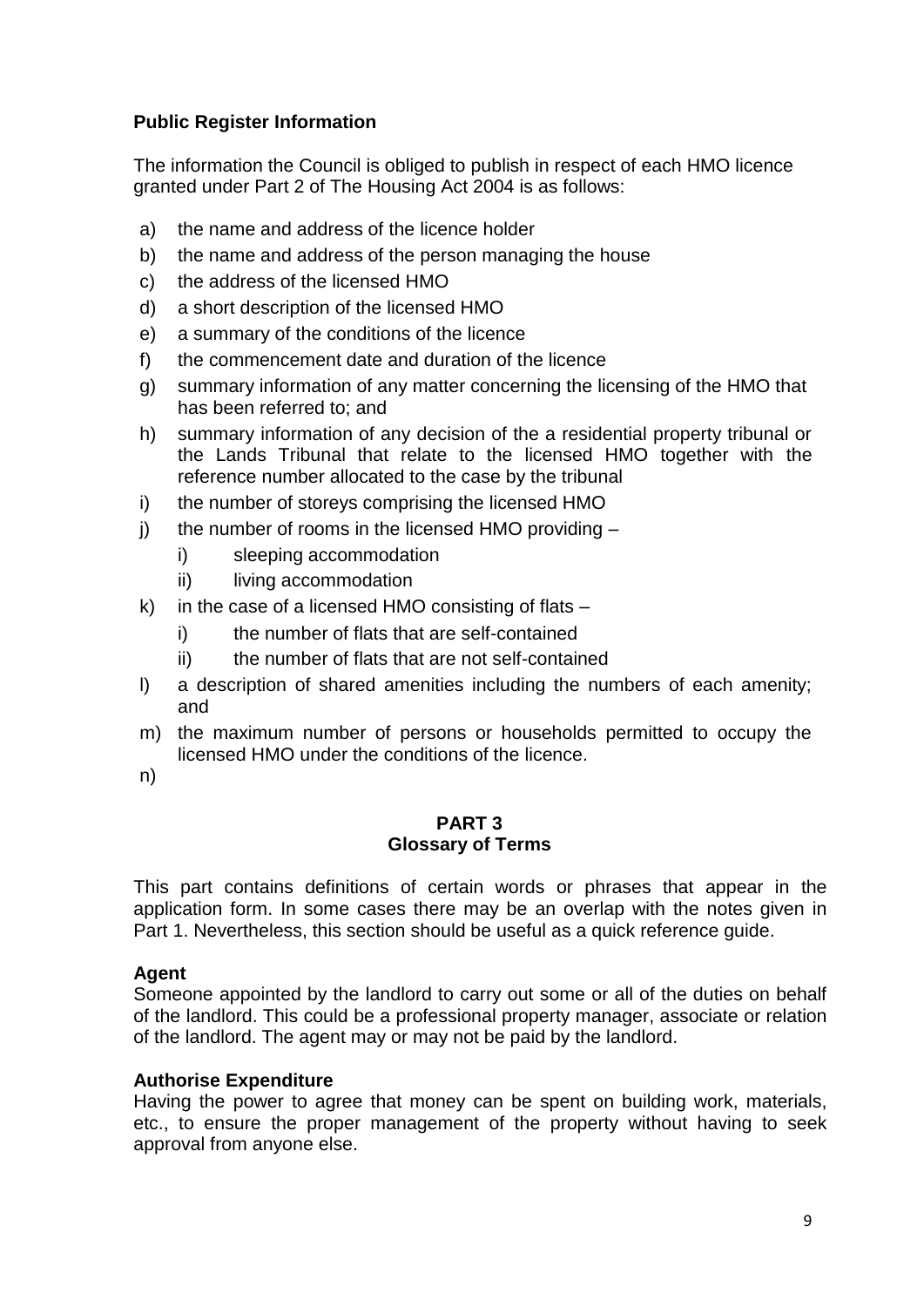**Public Register Information**

The information the Council is obliged to publish in respect of each HMO licence granted under Part 2 of The Housing Act 2004 is as follows:

a) the name and address of the licence holder
b) the name and address of the person managing the house
c) the address of the licensed HMO
d) a short description of the licensed HMO
e) a summary of the conditions of the licence
f) the commencement date and duration of the licence
g) summary information of any matter concerning the licensing of the HMO that has been referred to; and
h) summary information of any decision of the a residential property tribunal or the Lands Tribunal that relate to the licensed HMO together with the reference number allocated to the case by the tribunal
i) the number of storeys comprising the licensed HMO
j) the number of rooms in the licensed HMO providing –
    i) sleeping accommodation
    ii) living accommodation
k) in the case of a licensed HMO consisting of flats –
    i) the number of flats that are self-contained
    ii) the number of flats that are not self-contained
l) a description of shared amenities including the numbers of each amenity; and
m) the maximum number of persons or households permitted to occupy the licensed HMO under the conditions of the licence.
n)

## PART 3
## Glossary of Terms

This part contains definitions of certain words or phrases that appear in the application form. In some cases there may be an overlap with the notes given in Part 1. Nevertheless, this section should be useful as a quick reference guide.

**Agent**
Someone appointed by the landlord to carry out some or all of the duties on behalf of the landlord. This could be a professional property manager, associate or relation of the landlord. The agent may or may not be paid by the landlord.

**Authorise Expenditure**
Having the power to agree that money can be spent on building work, materials, etc., to ensure the proper management of the property without having to seek approval from anyone else.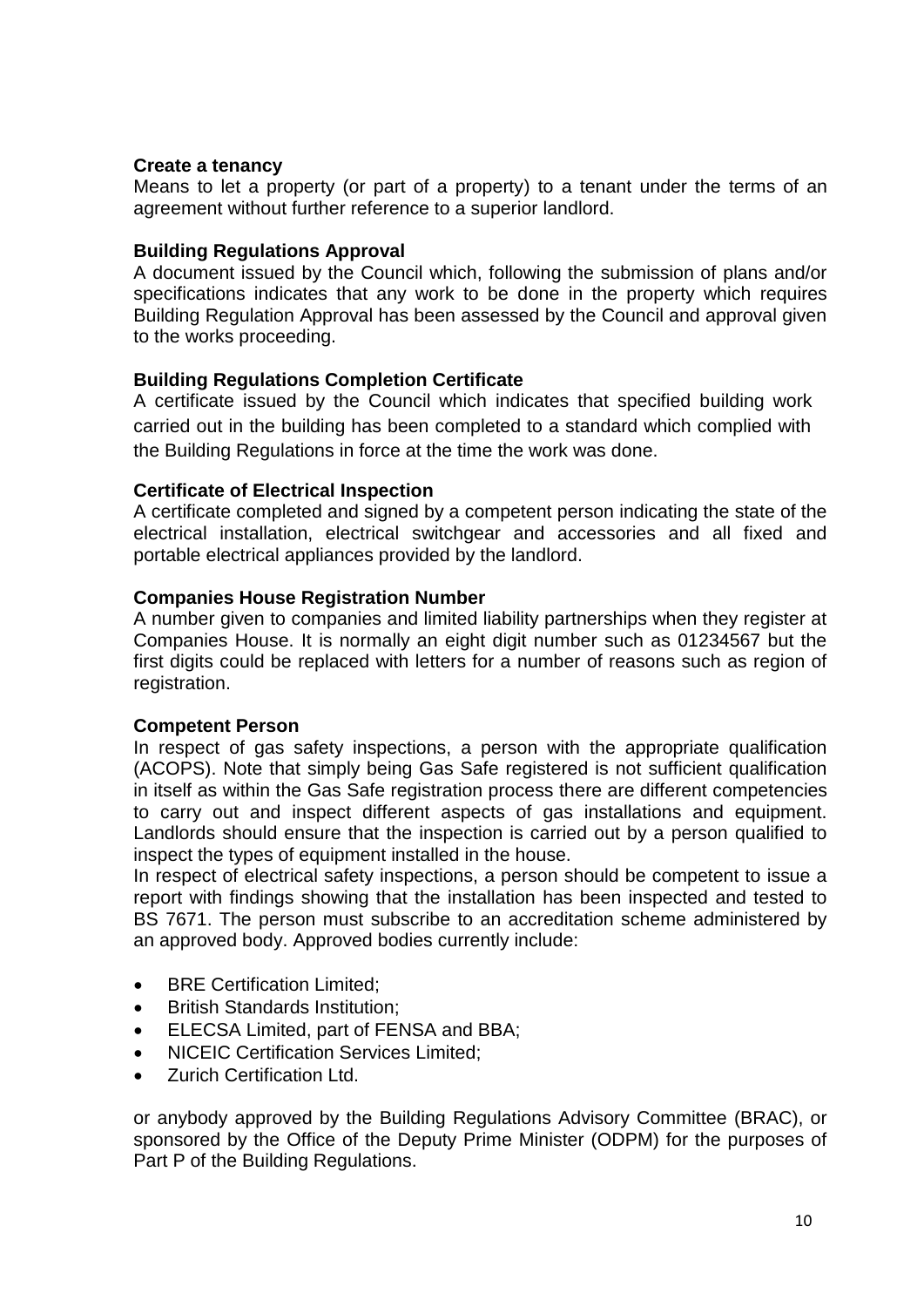**Create a tenancy**

Means to let a property (or part of a property) to a tenant under the terms of an agreement without further reference to a superior landlord.

**Building Regulations Approval**

A document issued by the Council which, following the submission of plans and/or specifications indicates that any work to be done in the property which requires Building Regulation Approval has been assessed by the Council and approval given to the works proceeding.

**Building Regulations Completion Certificate**

A certificate issued by the Council which indicates that specified building work carried out in the building has been completed to a standard which complied with the Building Regulations in force at the time the work was done.

**Certificate of Electrical Inspection**

A certificate completed and signed by a competent person indicating the state of the electrical installation, electrical switchgear and accessories and all fixed and portable electrical appliances provided by the landlord.

**Companies House Registration Number**

A number given to companies and limited liability partnerships when they register at Companies House. It is normally an eight digit number such as 01234567 but the first digits could be replaced with letters for a number of reasons such as region of registration.

**Competent Person**

In respect of gas safety inspections, a person with the appropriate qualification (ACOPS). Note that simply being Gas Safe registered is not sufficient qualification in itself as within the Gas Safe registration process there are different competencies to carry out and inspect different aspects of gas installations and equipment. Landlords should ensure that the inspection is carried out by a person qualified to inspect the types of equipment installed in the house.

In respect of electrical safety inspections, a person should be competent to issue a report with findings showing that the installation has been inspected and tested to BS 7671. The person must subscribe to an accreditation scheme administered by an approved body. Approved bodies currently include:

- BRE Certification Limited;
- British Standards Institution;
- ELECSA Limited, part of FENSA and BBA;
- NICEIC Certification Services Limited;
- Zurich Certification Ltd.

or anybody approved by the Building Regulations Advisory Committee (BRAC), or sponsored by the Office of the Deputy Prime Minister (ODPM) for the purposes of Part P of the Building Regulations.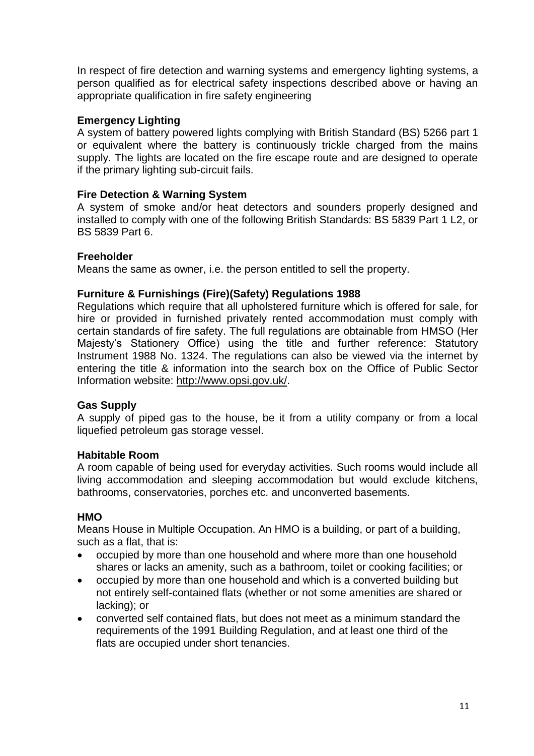In respect of fire detection and warning systems and emergency lighting systems, a person qualified as for electrical safety inspections described above or having an appropriate qualification in fire safety engineering

**Emergency Lighting**
A system of battery powered lights complying with British Standard (BS) 5266 part 1 or equivalent where the battery is continuously trickle charged from the mains supply. The lights are located on the fire escape route and are designed to operate if the primary lighting sub-circuit fails.

**Fire Detection & Warning System**
A system of smoke and/or heat detectors and sounders properly designed and installed to comply with one of the following British Standards: BS 5839 Part 1 L2, or BS 5839 Part 6.

**Freeholder**
Means the same as owner, i.e. the person entitled to sell the property.

**Furniture & Furnishings (Fire)(Safety) Regulations 1988**
Regulations which require that all upholstered furniture which is offered for sale, for hire or provided in furnished privately rented accommodation must comply with certain standards of fire safety. The full regulations are obtainable from HMSO (Her Majesty's Stationery Office) using the title and further reference: Statutory Instrument 1988 No. 1324. The regulations can also be viewed via the internet by entering the title & information into the search box on the Office of Public Sector Information website: http://www.opsi.gov.uk/.

**Gas Supply**
A supply of piped gas to the house, be it from a utility company or from a local liquefied petroleum gas storage vessel.

**Habitable Room**
A room capable of being used for everyday activities. Such rooms would include all living accommodation and sleeping accommodation but would exclude kitchens, bathrooms, conservatories, porches etc. and unconverted basements.

**HMO**
Means House in Multiple Occupation. An HMO is a building, or part of a building, such as a flat, that is:

- occupied by more than one household and where more than one household shares or lacks an amenity, such as a bathroom, toilet or cooking facilities; or
- occupied by more than one household and which is a converted building but not entirely self-contained flats (whether or not some amenities are shared or lacking); or
- converted self contained flats, but does not meet as a minimum standard the requirements of the 1991 Building Regulation, and at least one third of the flats are occupied under short tenancies.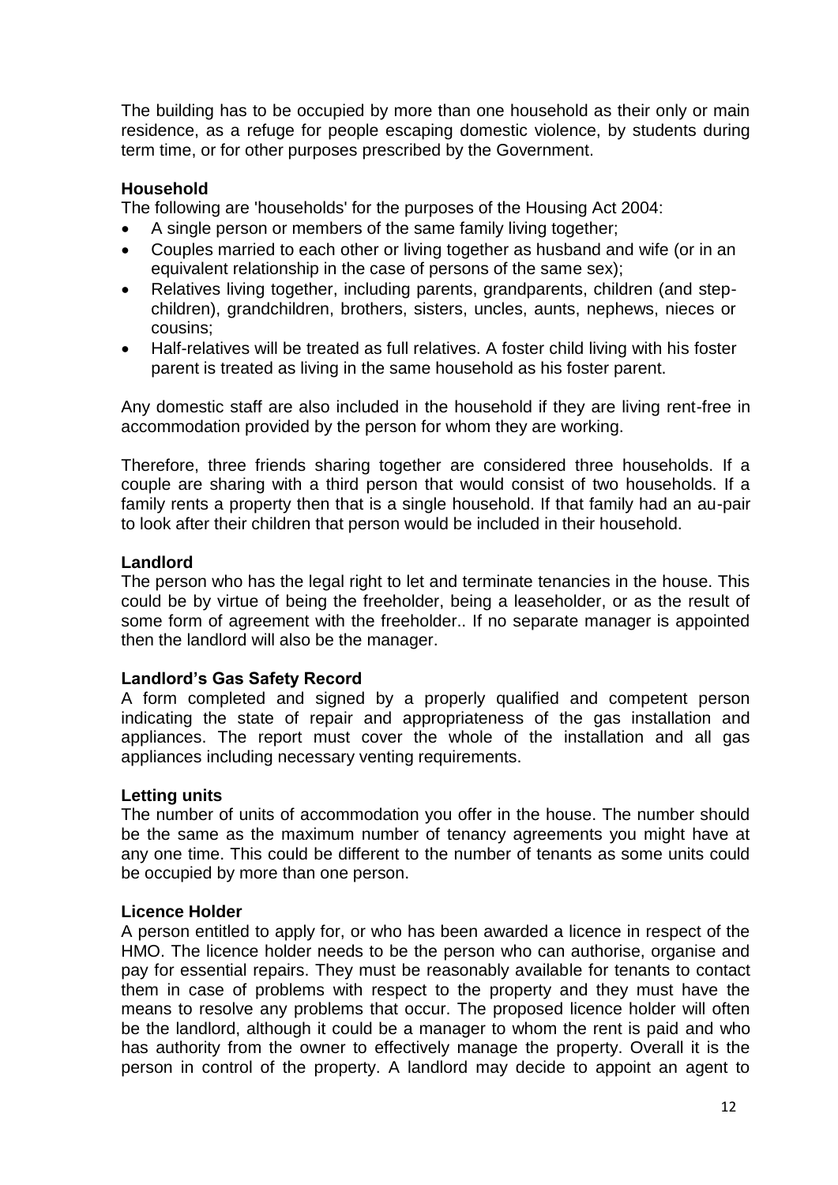The building has to be occupied by more than one household as their only or main residence, as a refuge for people escaping domestic violence, by students during term time, or for other purposes prescribed by the Government.

**Household**

The following are 'households' for the purposes of the Housing Act 2004:

- A single person or members of the same family living together;
- Couples married to each other or living together as husband and wife (or in an equivalent relationship in the case of persons of the same sex);
- Relatives living together, including parents, grandparents, children (and step-children), grandchildren, brothers, sisters, uncles, aunts, nephews, nieces or cousins;
- Half-relatives will be treated as full relatives. A foster child living with his foster parent is treated as living in the same household as his foster parent.

Any domestic staff are also included in the household if they are living rent-free in accommodation provided by the person for whom they are working.

Therefore, three friends sharing together are considered three households. If a couple are sharing with a third person that would consist of two households. If a family rents a property then that is a single household. If that family had an au-pair to look after their children that person would be included in their household.

**Landlord**

The person who has the legal right to let and terminate tenancies in the house. This could be by virtue of being the freeholder, being a leaseholder, or as the result of some form of agreement with the freeholder.. If no separate manager is appointed then the landlord will also be the manager.

**Landlord's Gas Safety Record**

A form completed and signed by a properly qualified and competent person indicating the state of repair and appropriateness of the gas installation and appliances. The report must cover the whole of the installation and all gas appliances including necessary venting requirements.

**Letting units**

The number of units of accommodation you offer in the house. The number should be the same as the maximum number of tenancy agreements you might have at any one time. This could be different to the number of tenants as some units could be occupied by more than one person.

**Licence Holder**

A person entitled to apply for, or who has been awarded a licence in respect of the HMO. The licence holder needs to be the person who can authorise, organise and pay for essential repairs. They must be reasonably available for tenants to contact them in case of problems with respect to the property and they must have the means to resolve any problems that occur. The proposed licence holder will often be the landlord, although it could be a manager to whom the rent is paid and who has authority from the owner to effectively manage the property. Overall it is the person in control of the property. A landlord may decide to appoint an agent to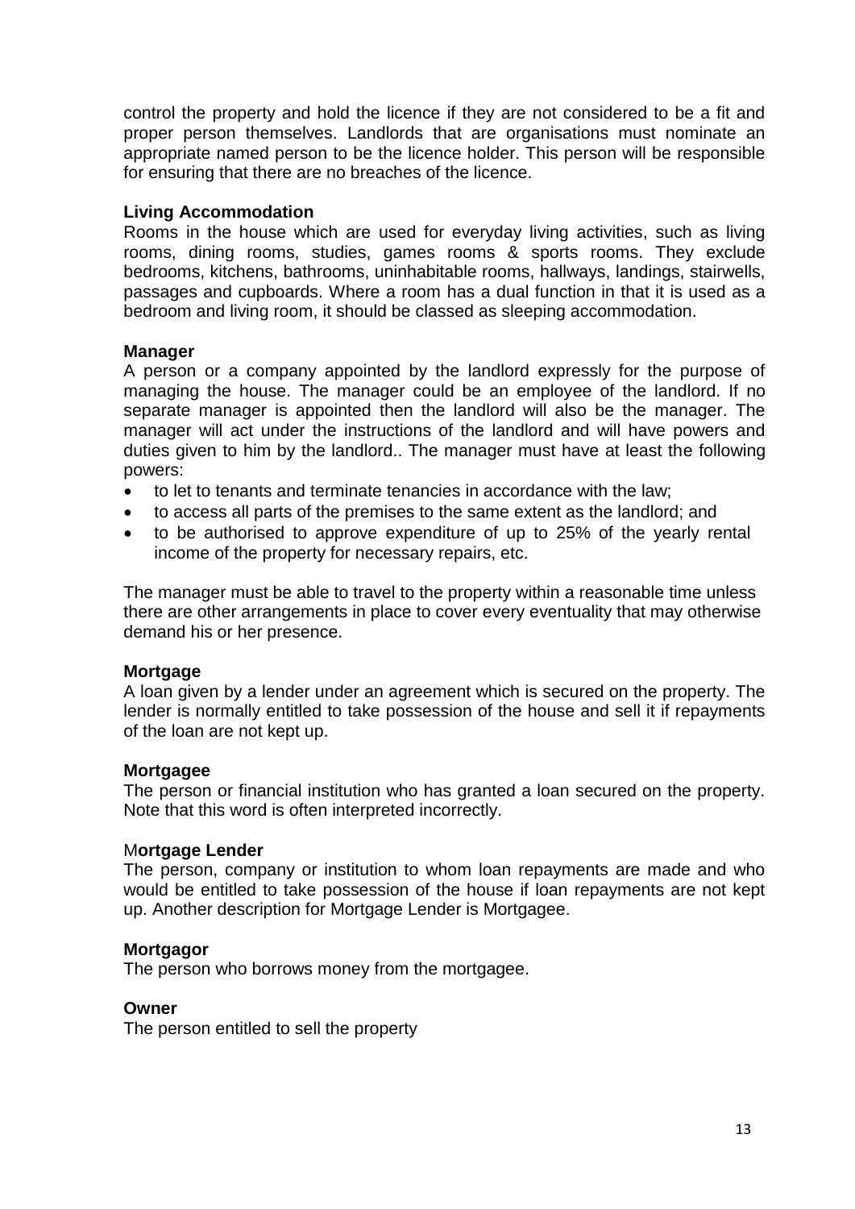control the property and hold the licence if they are not considered to be a fit and proper person themselves. Landlords that are organisations must nominate an appropriate named person to be the licence holder. This person will be responsible for ensuring that there are no breaches of the licence.

**Living Accommodation**
Rooms in the house which are used for everyday living activities, such as living rooms, dining rooms, studies, games rooms & sports rooms. They exclude bedrooms, kitchens, bathrooms, uninhabitable rooms, hallways, landings, stairwells, passages and cupboards. Where a room has a dual function in that it is used as a bedroom and living room, it should be classed as sleeping accommodation.

**Manager**
A person or a company appointed by the landlord expressly for the purpose of managing the house. The manager could be an employee of the landlord. If no separate manager is appointed then the landlord will also be the manager. The manager will act under the instructions of the landlord and will have powers and duties given to him by the landlord.. The manager must have at least the following powers:

- to let to tenants and terminate tenancies in accordance with the law;
- to access all parts of the premises to the same extent as the landlord; and
- to be authorised to approve expenditure of up to 25% of the yearly rental income of the property for necessary repairs, etc.

The manager must be able to travel to the property within a reasonable time unless there are other arrangements in place to cover every eventuality that may otherwise demand his or her presence.

**Mortgage**
A loan given by a lender under an agreement which is secured on the property. The lender is normally entitled to take possession of the house and sell it if repayments of the loan are not kept up.

**Mortgagee**
The person or financial institution who has granted a loan secured on the property. Note that this word is often interpreted incorrectly.

M**ortgage Lender**
The person, company or institution to whom loan repayments are made and who would be entitled to take possession of the house if loan repayments are not kept up. Another description for Mortgage Lender is Mortgagee.

**Mortgagor**
The person who borrows money from the mortgagee.

**Owner**
The person entitled to sell the property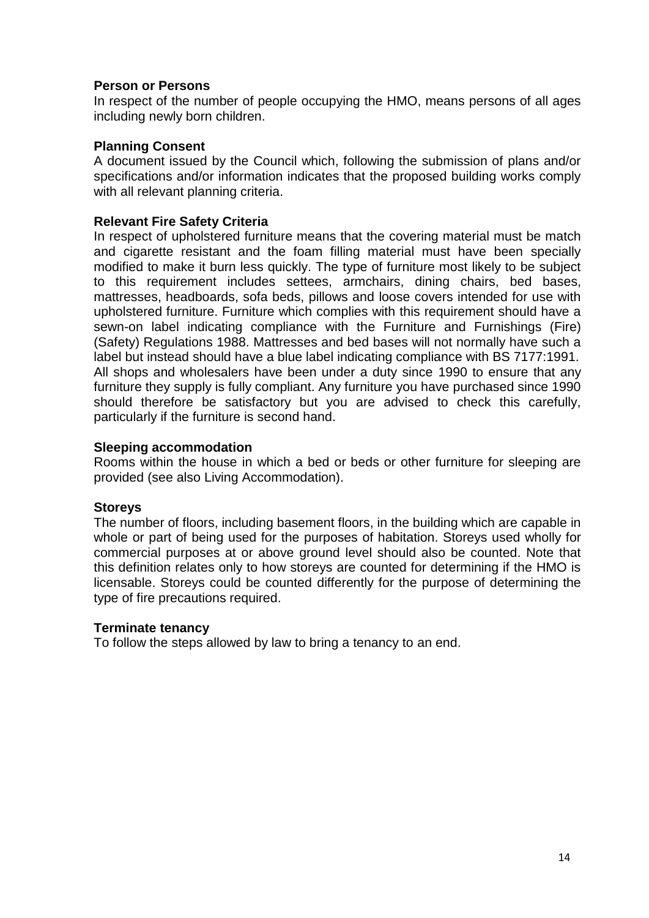**Person or Persons**

In respect of the number of people occupying the HMO, means persons of all ages including newly born children.

**Planning Consent**

A document issued by the Council which, following the submission of plans and/or specifications and/or information indicates that the proposed building works comply with all relevant planning criteria.

**Relevant Fire Safety Criteria**

In respect of upholstered furniture means that the covering material must be match and cigarette resistant and the foam filling material must have been specially modified to make it burn less quickly. The type of furniture most likely to be subject to this requirement includes settees, armchairs, dining chairs, bed bases, mattresses, headboards, sofa beds, pillows and loose covers intended for use with upholstered furniture. Furniture which complies with this requirement should have a sewn-on label indicating compliance with the Furniture and Furnishings (Fire) (Safety) Regulations 1988. Mattresses and bed bases will not normally have such a label but instead should have a blue label indicating compliance with BS 7177:1991. All shops and wholesalers have been under a duty since 1990 to ensure that any furniture they supply is fully compliant. Any furniture you have purchased since 1990 should therefore be satisfactory but you are advised to check this carefully, particularly if the furniture is second hand.

**Sleeping accommodation**

Rooms within the house in which a bed or beds or other furniture for sleeping are provided (see also Living Accommodation).

**Storeys**

The number of floors, including basement floors, in the building which are capable in whole or part of being used for the purposes of habitation. Storeys used wholly for commercial purposes at or above ground level should also be counted. Note that this definition relates only to how storeys are counted for determining if the HMO is licensable. Storeys could be counted differently for the purpose of determining the type of fire precautions required.

**Terminate tenancy**

To follow the steps allowed by law to bring a tenancy to an end.